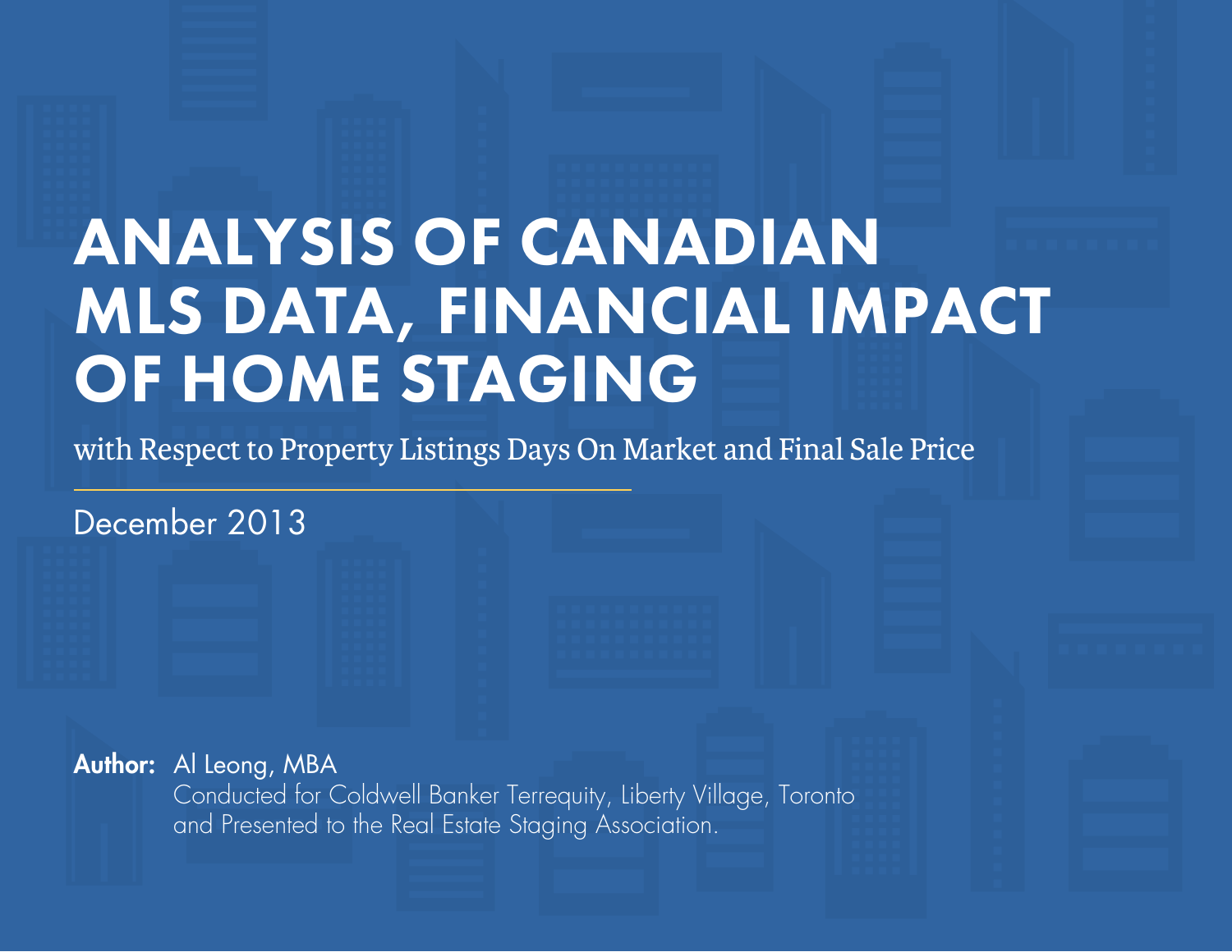# ANALYSIS OF CANADIAN MLS DATA, FINANCIAL IMPACT OF HOME STAGING

with Respect to Property Listings Days On Market and Final Sale Price

December 2013

**Author:** Al Leong, MBA
Conducted for Coldwell Banker Terrequity, Liberty Village, Toronto
and Presented to the Real Estate Staging Association.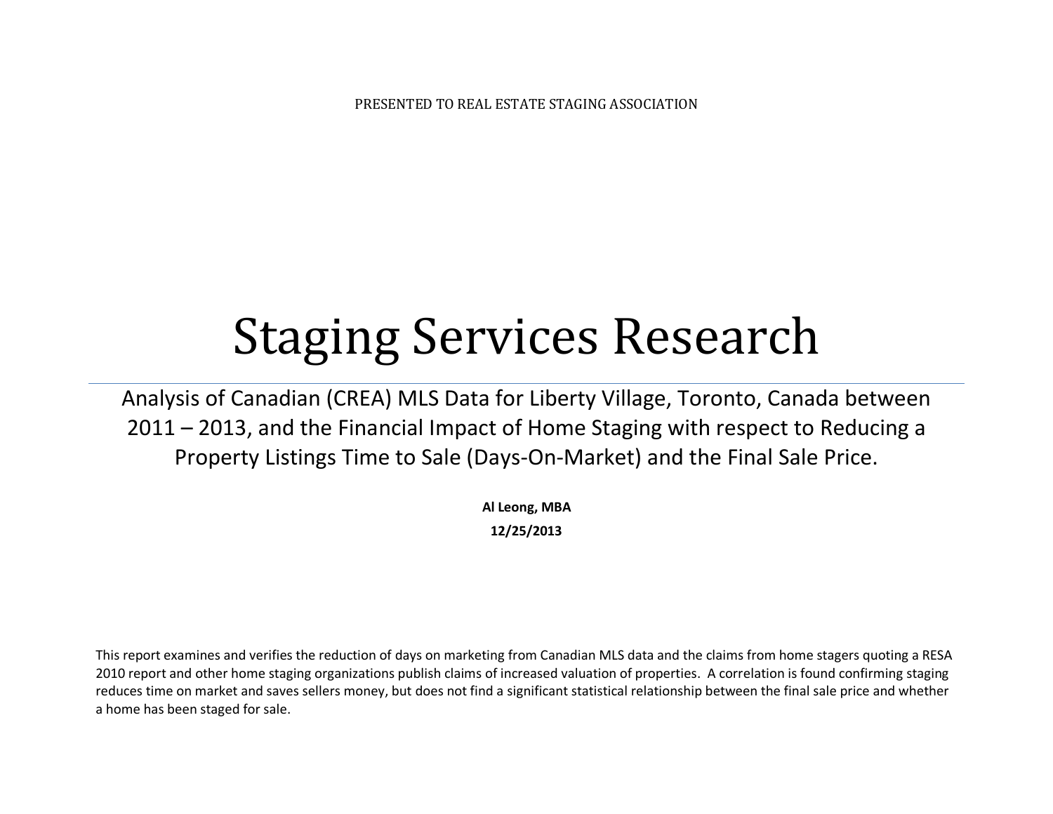PRESENTED TO REAL ESTATE STAGING ASSOCIATION

# Staging Services Research

Analysis of Canadian (CREA) MLS Data for Liberty Village, Toronto, Canada between 2011 – 2013, and the Financial Impact of Home Staging with respect to Reducing a Property Listings Time to Sale (Days-On-Market) and the Final Sale Price.

**Al Leong, MBA**

**12/25/2013**

This report examines and verifies the reduction of days on marketing from Canadian MLS data and the claims from home stagers quoting a RESA 2010 report and other home staging organizations publish claims of increased valuation of properties. A correlation is found confirming staging reduces time on market and saves sellers money, but does not find a significant statistical relationship between the final sale price and whether a home has been staged for sale.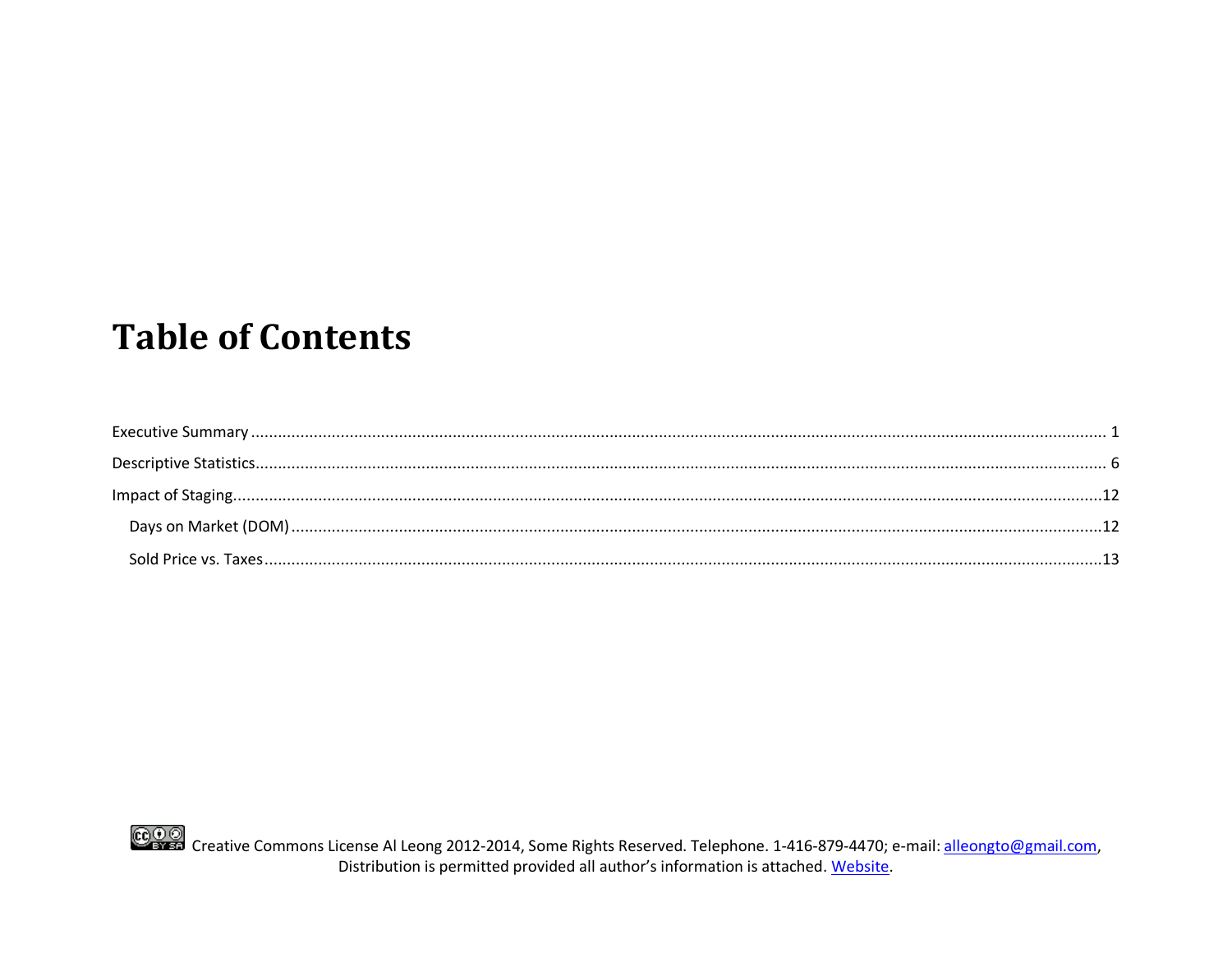# Table of Contents

Executive Summary ........................................................................................................ 1

Descriptive Statistics....................................................................................................... 6

Impact of Staging............................................................................................................12

- Days on Market (DOM) ...............................................................................................12
- Sold Price vs. Taxes.....................................................................................................13

Creative Commons License Al Leong 2012-2014, Some Rights Reserved. Telephone. 1-416-879-4470; e-mail: alleongto@gmail.com, Distribution is permitted provided all author's information is attached. Website.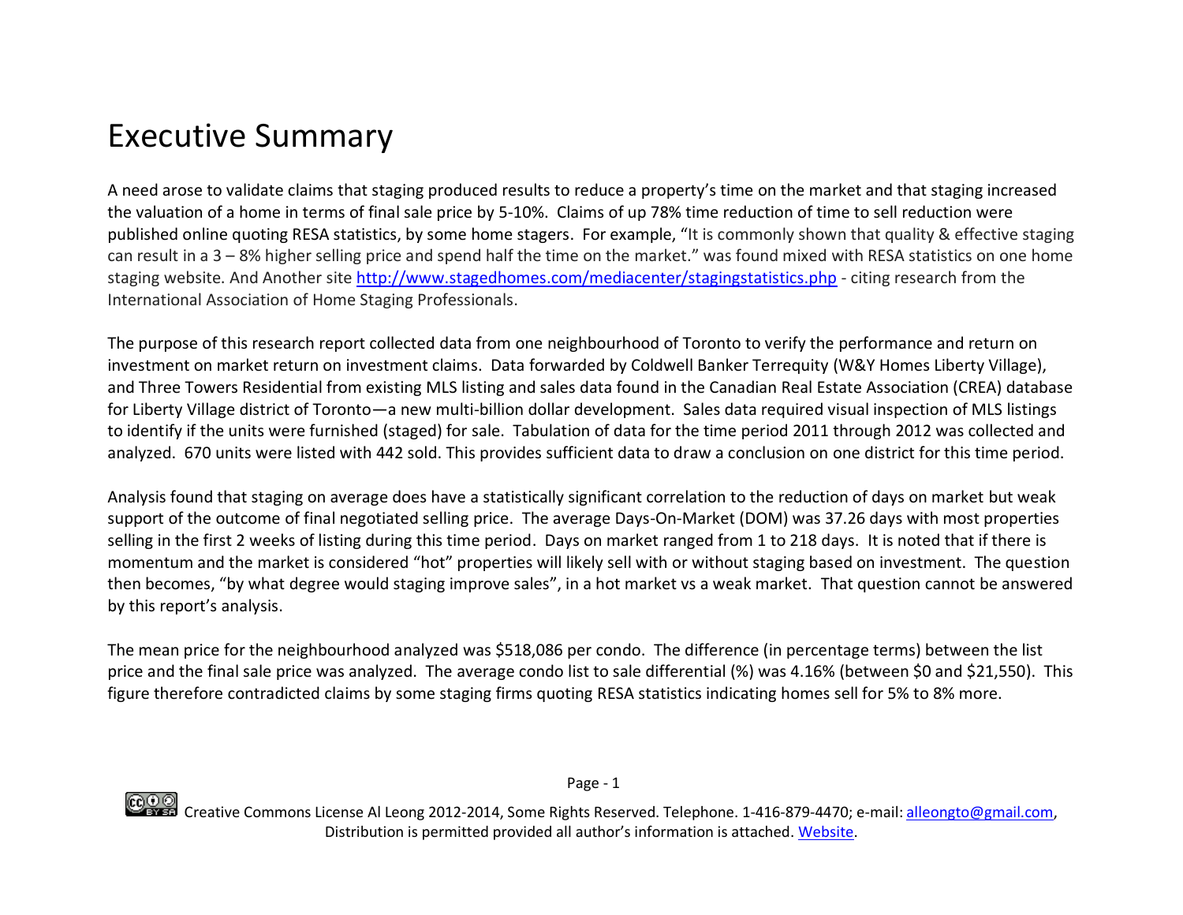# Executive Summary

A need arose to validate claims that staging produced results to reduce a property's time on the market and that staging increased the valuation of a home in terms of final sale price by 5-10%. Claims of up 78% time reduction of time to sell reduction were published online quoting RESA statistics, by some home stagers. For example, "It is commonly shown that quality & effective staging can result in a 3 – 8% higher selling price and spend half the time on the market." was found mixed with RESA statistics on one home staging website. And Another site http://www.stagedhomes.com/mediacenter/stagingstatistics.php - citing research from the International Association of Home Staging Professionals.

The purpose of this research report collected data from one neighbourhood of Toronto to verify the performance and return on investment on market return on investment claims. Data forwarded by Coldwell Banker Terrequity (W&Y Homes Liberty Village), and Three Towers Residential from existing MLS listing and sales data found in the Canadian Real Estate Association (CREA) database for Liberty Village district of Toronto—a new multi-billion dollar development. Sales data required visual inspection of MLS listings to identify if the units were furnished (staged) for sale. Tabulation of data for the time period 2011 through 2012 was collected and analyzed. 670 units were listed with 442 sold. This provides sufficient data to draw a conclusion on one district for this time period.

Analysis found that staging on average does have a statistically significant correlation to the reduction of days on market but weak support of the outcome of final negotiated selling price. The average Days-On-Market (DOM) was 37.26 days with most properties selling in the first 2 weeks of listing during this time period. Days on market ranged from 1 to 218 days. It is noted that if there is momentum and the market is considered "hot" properties will likely sell with or without staging based on investment. The question then becomes, "by what degree would staging improve sales", in a hot market vs a weak market. That question cannot be answered by this report's analysis.

The mean price for the neighbourhood analyzed was $518,086 per condo. The difference (in percentage terms) between the list price and the final sale price was analyzed. The average condo list to sale differential (%) was 4.16% (between $0 and $21,550). This figure therefore contradicted claims by some staging firms quoting RESA statistics indicating homes sell for 5% to 8% more.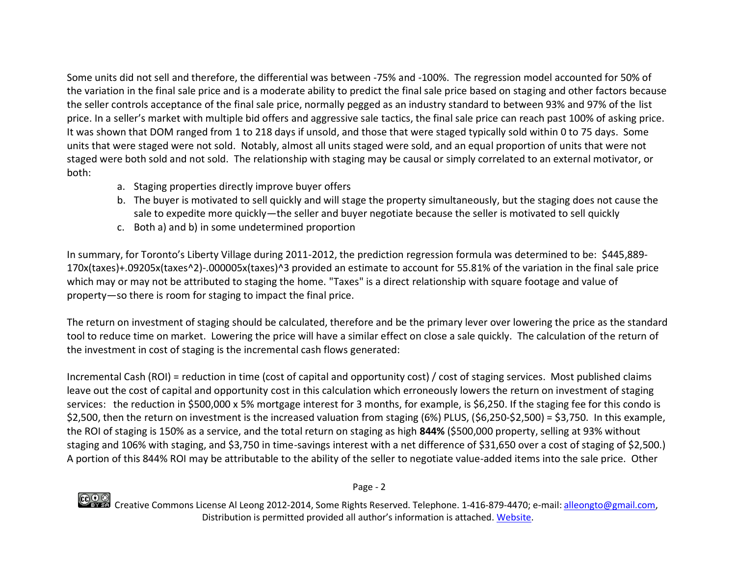Some units did not sell and therefore, the differential was between -75% and -100%. The regression model accounted for 50% of the variation in the final sale price and is a moderate ability to predict the final sale price based on staging and other factors because the seller controls acceptance of the final sale price, normally pegged as an industry standard to between 93% and 97% of the list price. In a seller's market with multiple bid offers and aggressive sale tactics, the final sale price can reach past 100% of asking price. It was shown that DOM ranged from 1 to 218 days if unsold, and those that were staged typically sold within 0 to 75 days. Some units that were staged were not sold. Notably, almost all units staged were sold, and an equal proportion of units that were not staged were both sold and not sold. The relationship with staging may be causal or simply correlated to an external motivator, or both:

a. Staging properties directly improve buyer offers
b. The buyer is motivated to sell quickly and will stage the property simultaneously, but the staging does not cause the sale to expedite more quickly—the seller and buyer negotiate because the seller is motivated to sell quickly
c. Both a) and b) in some undetermined proportion

In summary, for Toronto's Liberty Village during 2011-2012, the prediction regression formula was determined to be: $445,889-170x(taxes)+.09205x(taxes^2)-.000005x(taxes)^3 provided an estimate to account for 55.81% of the variation in the final sale price which may or may not be attributed to staging the home. "Taxes" is a direct relationship with square footage and value of property—so there is room for staging to impact the final price.

The return on investment of staging should be calculated, therefore and be the primary lever over lowering the price as the standard tool to reduce time on market. Lowering the price will have a similar effect on close a sale quickly. The calculation of the return of the investment in cost of staging is the incremental cash flows generated:

Incremental Cash (ROI) = reduction in time (cost of capital and opportunity cost) / cost of staging services. Most published claims leave out the cost of capital and opportunity cost in this calculation which erroneously lowers the return on investment of staging services: the reduction in $500,000 x 5% mortgage interest for 3 months, for example, is $6,250. If the staging fee for this condo is $2,500, then the return on investment is the increased valuation from staging (6%) PLUS, ($6,250-$2,500) = $3,750. In this example, the ROI of staging is 150% as a service, and the total return on staging as high **844%** ($500,000 property, selling at 93% without staging and 106% with staging, and $3,750 in time-savings interest with a net difference of $31,650 over a cost of staging of $2,500.) A portion of this 844% ROI may be attributable to the ability of the seller to negotiate value-added items into the sale price. Other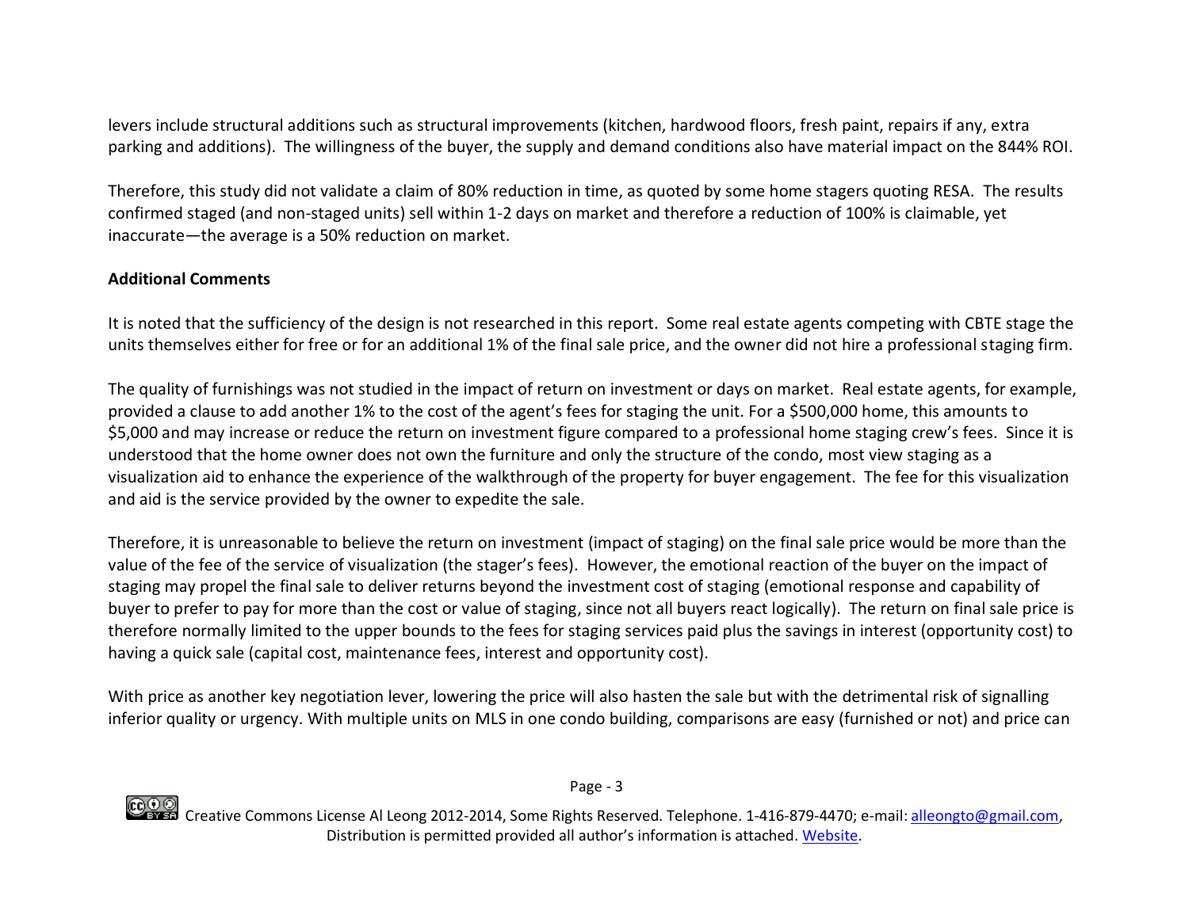levers include structural additions such as structural improvements (kitchen, hardwood floors, fresh paint, repairs if any, extra parking and additions). The willingness of the buyer, the supply and demand conditions also have material impact on the 844% ROI.

Therefore, this study did not validate a claim of 80% reduction in time, as quoted by some home stagers quoting RESA. The results confirmed staged (and non-staged units) sell within 1-2 days on market and therefore a reduction of 100% is claimable, yet inaccurate—the average is a 50% reduction on market.

**Additional Comments**

It is noted that the sufficiency of the design is not researched in this report. Some real estate agents competing with CBTE stage the units themselves either for free or for an additional 1% of the final sale price, and the owner did not hire a professional staging firm.

The quality of furnishings was not studied in the impact of return on investment or days on market. Real estate agents, for example, provided a clause to add another 1% to the cost of the agent's fees for staging the unit. For a $500,000 home, this amounts to $5,000 and may increase or reduce the return on investment figure compared to a professional home staging crew's fees. Since it is understood that the home owner does not own the furniture and only the structure of the condo, most view staging as a visualization aid to enhance the experience of the walkthrough of the property for buyer engagement. The fee for this visualization and aid is the service provided by the owner to expedite the sale.

Therefore, it is unreasonable to believe the return on investment (impact of staging) on the final sale price would be more than the value of the fee of the service of visualization (the stager's fees). However, the emotional reaction of the buyer on the impact of staging may propel the final sale to deliver returns beyond the investment cost of staging (emotional response and capability of buyer to prefer to pay for more than the cost or value of staging, since not all buyers react logically). The return on final sale price is therefore normally limited to the upper bounds to the fees for staging services paid plus the savings in interest (opportunity cost) to having a quick sale (capital cost, maintenance fees, interest and opportunity cost).

With price as another key negotiation lever, lowering the price will also hasten the sale but with the detrimental risk of signalling inferior quality or urgency. With multiple units on MLS in one condo building, comparisons are easy (furnished or not) and price can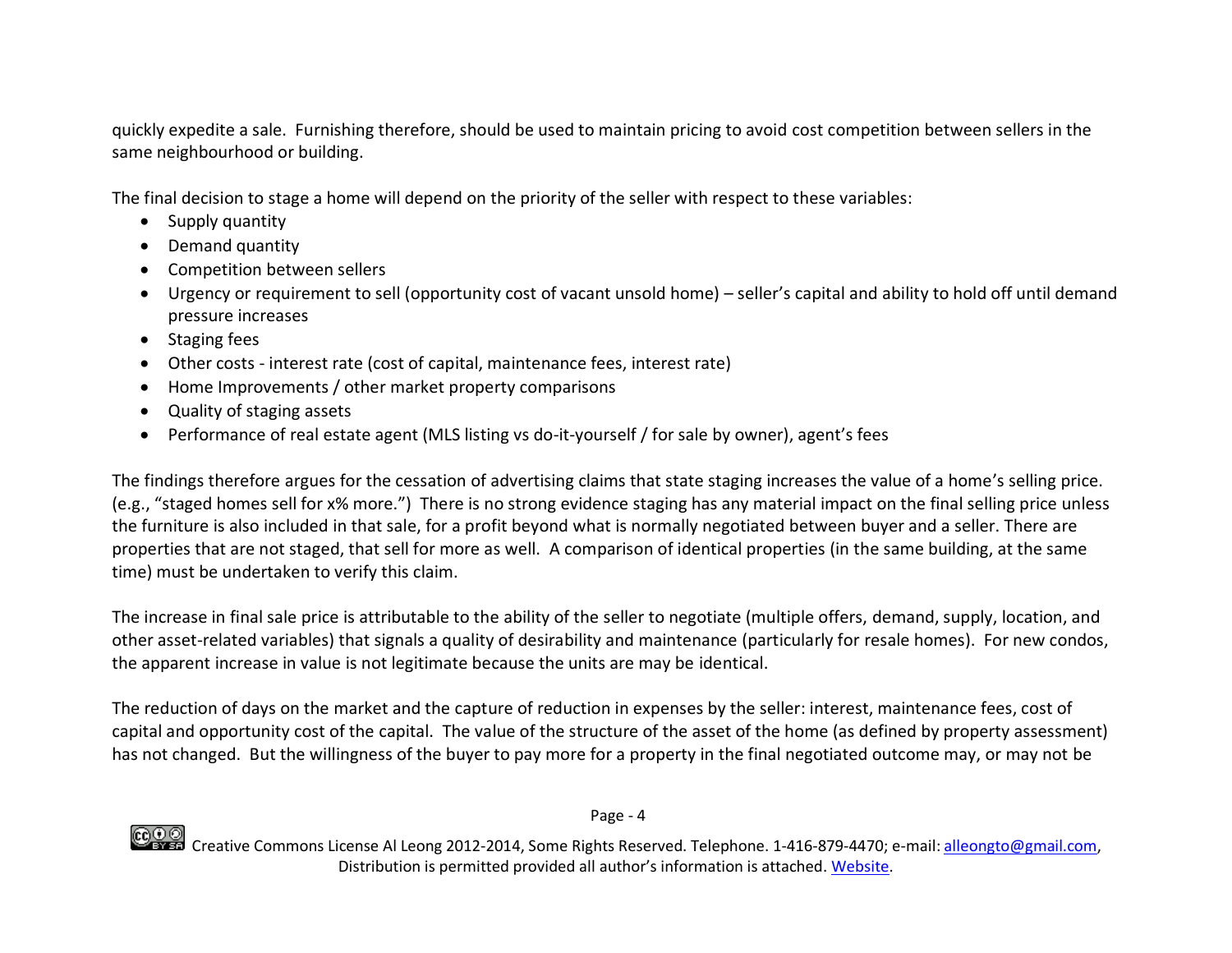quickly expedite a sale. Furnishing therefore, should be used to maintain pricing to avoid cost competition between sellers in the same neighbourhood or building.

The final decision to stage a home will depend on the priority of the seller with respect to these variables:

- Supply quantity
- Demand quantity
- Competition between sellers
- Urgency or requirement to sell (opportunity cost of vacant unsold home) – seller's capital and ability to hold off until demand pressure increases
- Staging fees
- Other costs - interest rate (cost of capital, maintenance fees, interest rate)
- Home Improvements / other market property comparisons
- Quality of staging assets
- Performance of real estate agent (MLS listing vs do-it-yourself / for sale by owner), agent's fees

The findings therefore argues for the cessation of advertising claims that state staging increases the value of a home's selling price. (e.g., "staged homes sell for x% more.") There is no strong evidence staging has any material impact on the final selling price unless the furniture is also included in that sale, for a profit beyond what is normally negotiated between buyer and a seller. There are properties that are not staged, that sell for more as well. A comparison of identical properties (in the same building, at the same time) must be undertaken to verify this claim.

The increase in final sale price is attributable to the ability of the seller to negotiate (multiple offers, demand, supply, location, and other asset-related variables) that signals a quality of desirability and maintenance (particularly for resale homes). For new condos, the apparent increase in value is not legitimate because the units are may be identical.

The reduction of days on the market and the capture of reduction in expenses by the seller: interest, maintenance fees, cost of capital and opportunity cost of the capital. The value of the structure of the asset of the home (as defined by property assessment) has not changed. But the willingness of the buyer to pay more for a property in the final negotiated outcome may, or may not be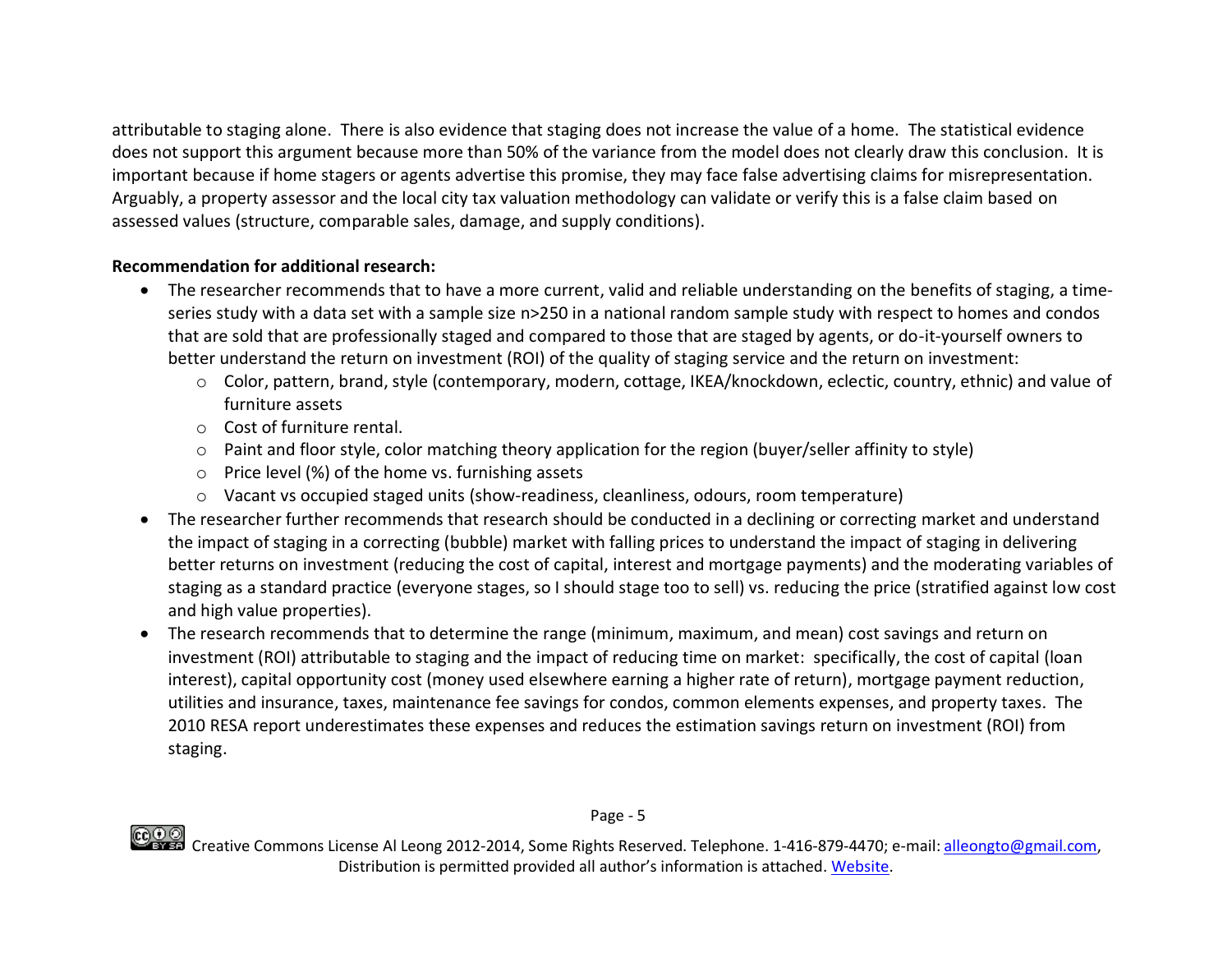attributable to staging alone. There is also evidence that staging does not increase the value of a home. The statistical evidence does not support this argument because more than 50% of the variance from the model does not clearly draw this conclusion. It is important because if home stagers or agents advertise this promise, they may face false advertising claims for misrepresentation. Arguably, a property assessor and the local city tax valuation methodology can validate or verify this is a false claim based on assessed values (structure, comparable sales, damage, and supply conditions).

**Recommendation for additional research:**

- The researcher recommends that to have a more current, valid and reliable understanding on the benefits of staging, a time-series study with a data set with a sample size n>250 in a national random sample study with respect to homes and condos that are sold that are professionally staged and compared to those that are staged by agents, or do-it-yourself owners to better understand the return on investment (ROI) of the quality of staging service and the return on investment:
    - Color, pattern, brand, style (contemporary, modern, cottage, IKEA/knockdown, eclectic, country, ethnic) and value of furniture assets
    - Cost of furniture rental.
    - Paint and floor style, color matching theory application for the region (buyer/seller affinity to style)
    - Price level (%) of the home vs. furnishing assets
    - Vacant vs occupied staged units (show-readiness, cleanliness, odours, room temperature)
- The researcher further recommends that research should be conducted in a declining or correcting market and understand the impact of staging in a correcting (bubble) market with falling prices to understand the impact of staging in delivering better returns on investment (reducing the cost of capital, interest and mortgage payments) and the moderating variables of staging as a standard practice (everyone stages, so I should stage too to sell) vs. reducing the price (stratified against low cost and high value properties).
- The research recommends that to determine the range (minimum, maximum, and mean) cost savings and return on investment (ROI) attributable to staging and the impact of reducing time on market: specifically, the cost of capital (loan interest), capital opportunity cost (money used elsewhere earning a higher rate of return), mortgage payment reduction, utilities and insurance, taxes, maintenance fee savings for condos, common elements expenses, and property taxes. The 2010 RESA report underestimates these expenses and reduces the estimation savings return on investment (ROI) from staging.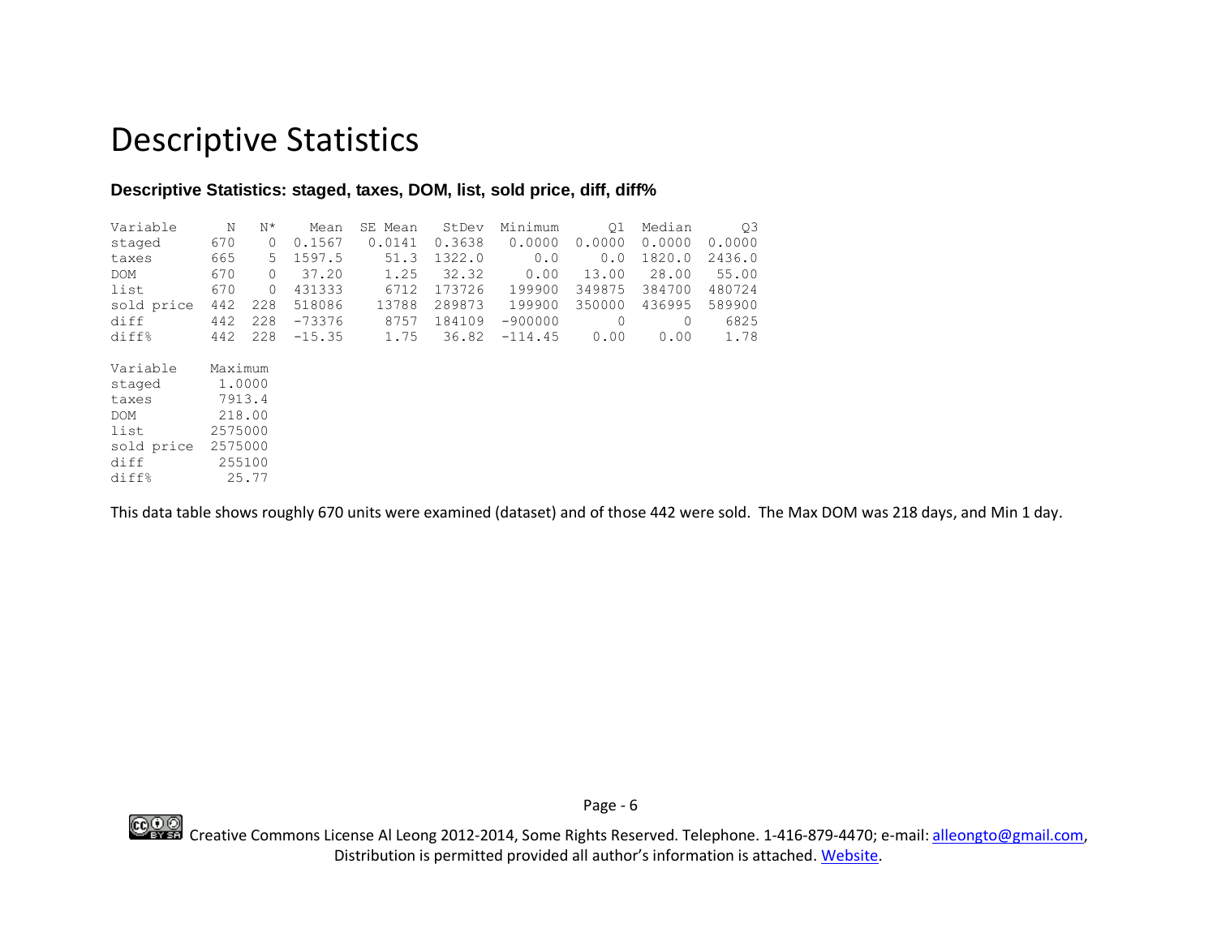# Descriptive Statistics

**Descriptive Statistics: staged, taxes, DOM, list, sold price, diff, diff%**

| Variable | N | N* | Mean | SE Mean | StDev | Minimum | Q1 | Median | Q3 |
|---|---|---|---|---|---|---|---|---|---|
| staged | 670 | 0 | 0.1567 | 0.0141 | 0.3638 | 0.0000 | 0.0000 | 0.0000 | 0.0000 |
| taxes | 665 | 5 | 1597.5 | 51.3 | 1322.0 | 0.0 | 0.0 | 1820.0 | 2436.0 |
| DOM | 670 | 0 | 37.20 | 1.25 | 32.32 | 0.00 | 13.00 | 28.00 | 55.00 |
| list | 670 | 0 | 431333 | 6712 | 173726 | 199900 | 349875 | 384700 | 480724 |
| sold price | 442 | 228 | 518086 | 13788 | 289873 | 199900 | 350000 | 436995 | 589900 |
| diff | 442 | 228 | -73376 | 8757 | 184109 | -900000 | 0 | 0 | 6825 |
| diff% | 442 | 228 | -15.35 | 1.75 | 36.82 | -114.45 | 0.00 | 0.00 | 1.78 |

| Variable | Maximum |
|---|---|
| staged | 1.0000 |
| taxes | 7913.4 |
| DOM | 218.00 |
| list | 2575000 |
| sold price | 2575000 |
| diff | 255100 |
| diff% | 25.77 |

This data table shows roughly 670 units were examined (dataset) and of those 442 were sold. The Max DOM was 218 days, and Min 1 day.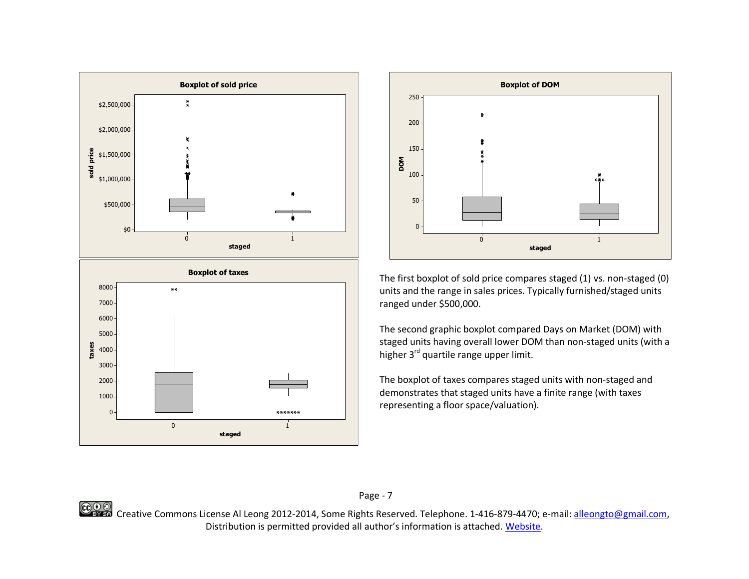The first boxplot of sold price compares staged (1) vs. non-staged (0) units and the range in sales prices. Typically furnished/staged units ranged under $500,000.

The second graphic boxplot compared Days on Market (DOM) with staged units having overall lower DOM than non-staged units (with a higher 3rd quartile range upper limit.

The boxplot of taxes compares staged units with non-staged and demonstrates that staged units have a finite range (with taxes representing a floor space/valuation).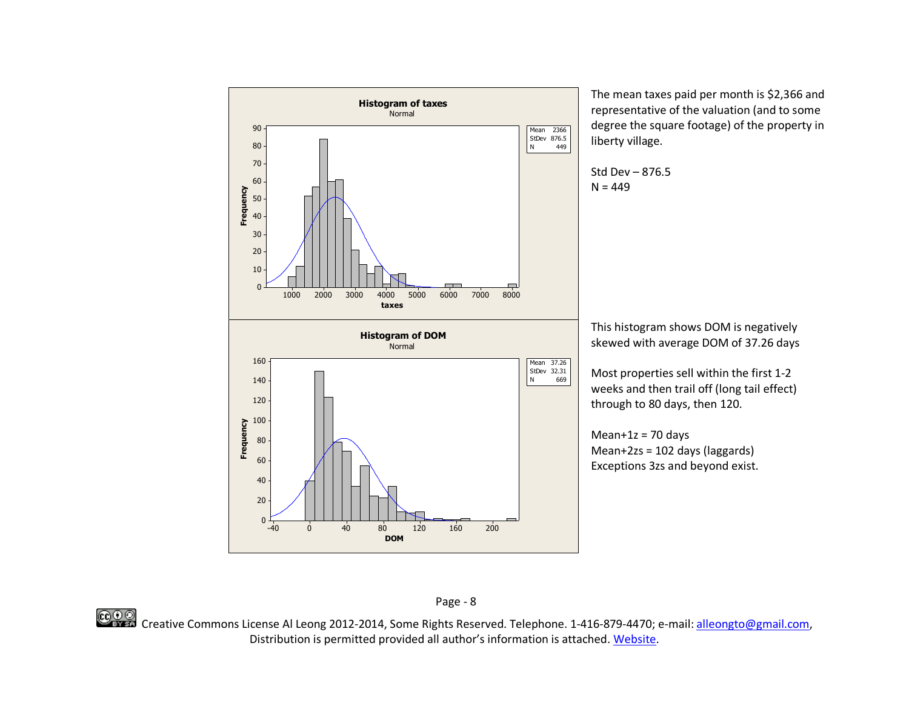The mean taxes paid per month is $2,366 and representative of the valuation (and to some degree the square footage) of the property in liberty village.

Std Dev – 876.5
N = 449

This histogram shows DOM is negatively skewed with average DOM of 37.26 days

Most properties sell within the first 1-2 weeks and then trail off (long tail effect) through to 80 days, then 120.

Mean+1z = 70 days
Mean+2zs = 102 days (laggards)
Exceptions 3zs and beyond exist.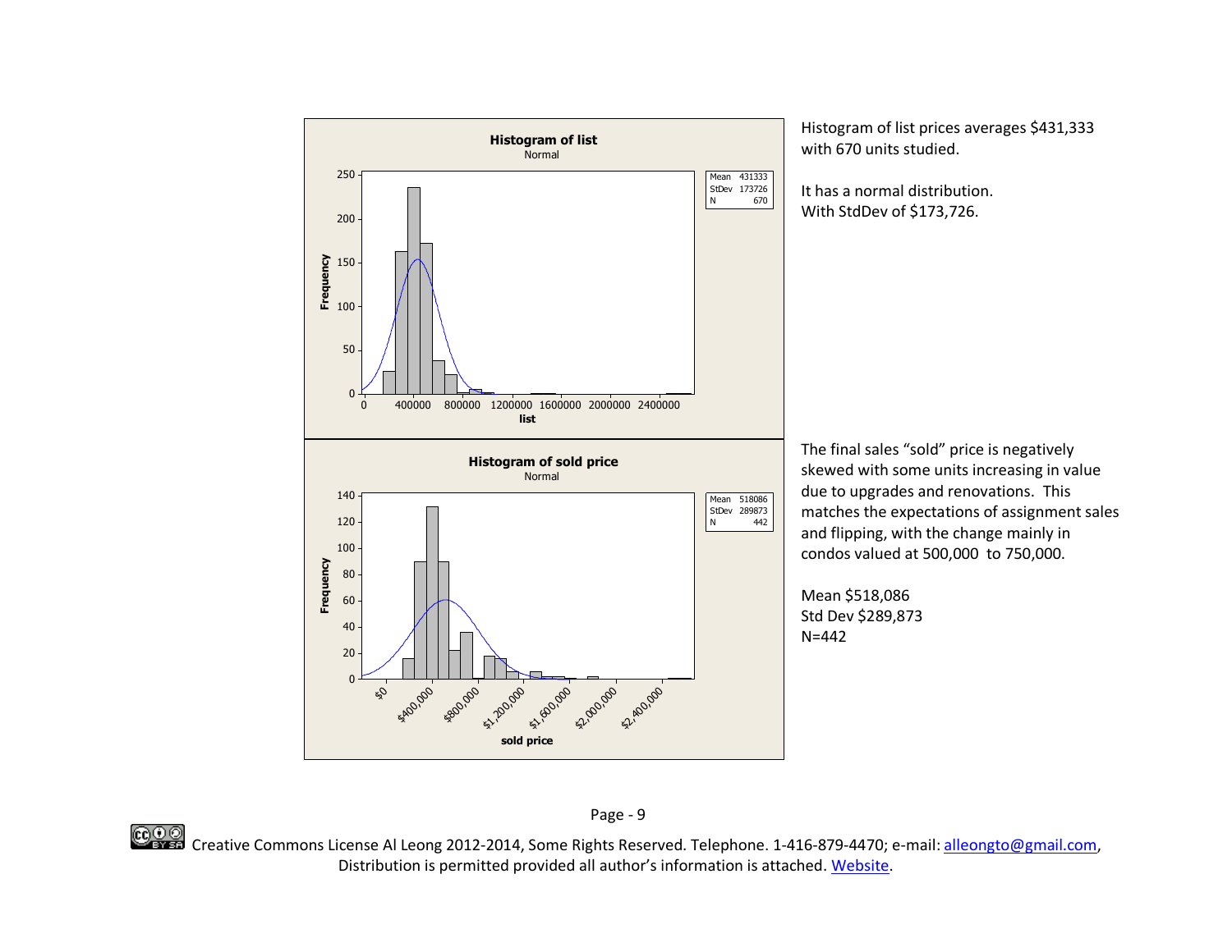Histogram of list prices averages $431,333 with 670 units studied.

It has a normal distribution.
With StdDev of $173,726.

The final sales "sold" price is negatively skewed with some units increasing in value due to upgrades and renovations. This matches the expectations of assignment sales and flipping, with the change mainly in condos valued at 500,000 to 750,000.

Mean $518,086
Std Dev $289,873
N=442

Creative Commons License Al Leong 2012-2014, Some Rights Reserved. Telephone. 1-416-879-4470; e-mail: alleongto@gmail.com, Distribution is permitted provided all author's information is attached. Website.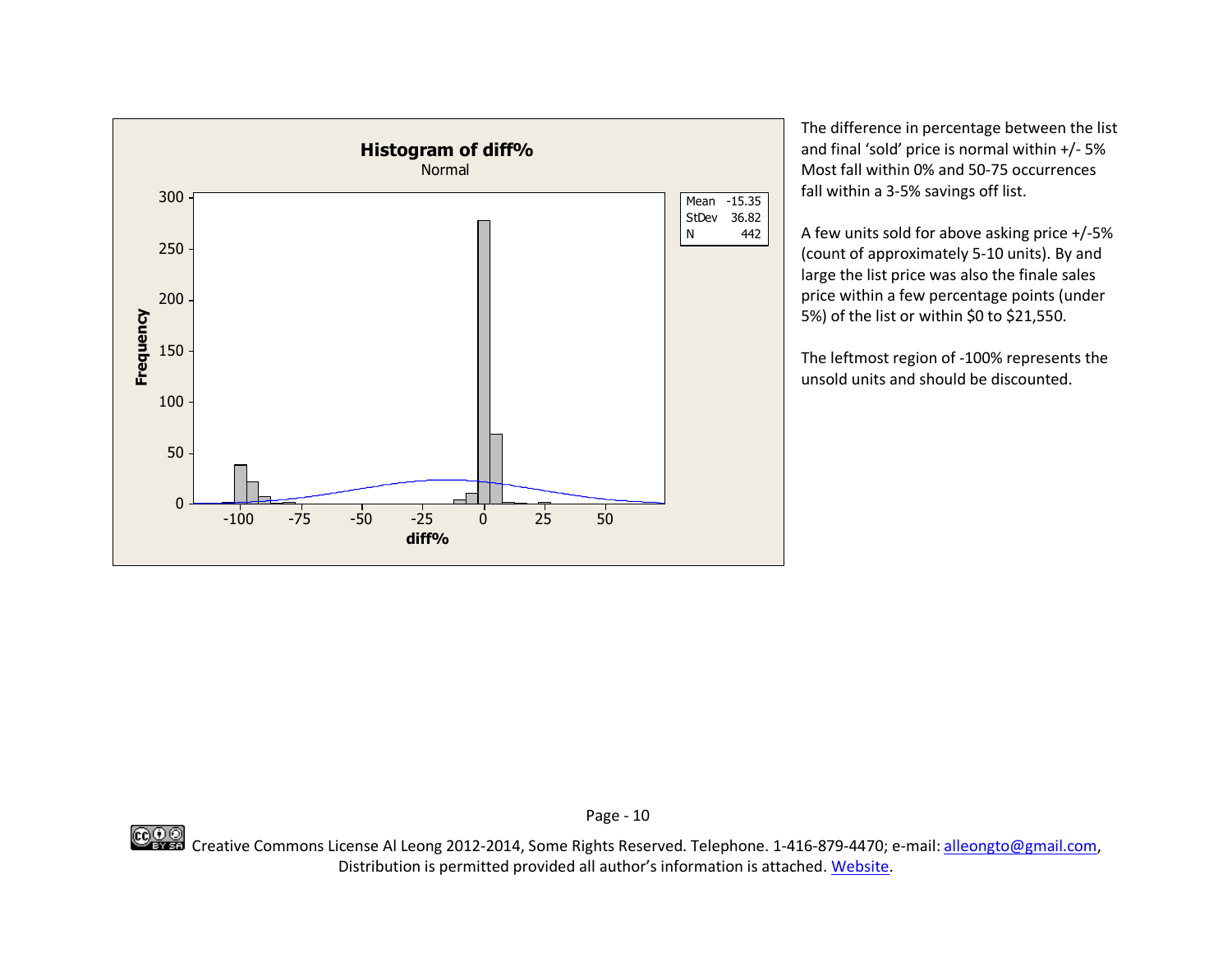**Histogram of diff%**

Normal

| Mean | -15.35 |
| --- | --- |
| StDev | 36.82 |
| N | 442 |

The difference in percentage between the list and final 'sold' price is normal within +/- 5% Most fall within 0% and 50-75 occurrences fall within a 3-5% savings off list.

A few units sold for above asking price +/-5% (count of approximately 5-10 units). By and large the list price was also the finale sales price within a few percentage points (under 5%) of the list or within $0 to $21,550.

The leftmost region of -100% represents the unsold units and should be discounted.

Creative Commons License Al Leong 2012-2014, Some Rights Reserved. Telephone. 1-416-879-4470; e-mail: alleongto@gmail.com, Distribution is permitted provided all author's information is attached. Website.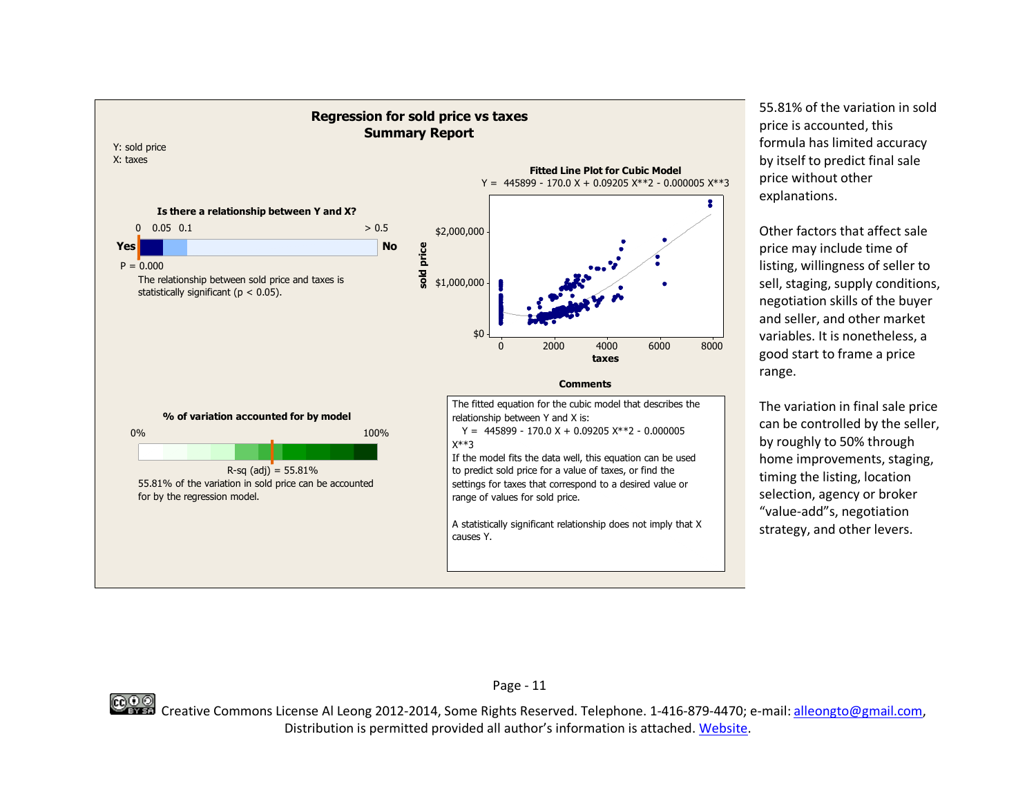## Regression for sold price vs taxes
### Summary Report

Y: sold price
X: taxes

**Is there a relationship between Y and X?**

0 0.05 0.1 > 0.5

Yes — No

P = 0.000

The relationship between sold price and taxes is statistically significant ($p < 0.05$).

**Fitted Line Plot for Cubic Model**

Y = 445899 - 170.0 X + 0.09205 X**2 - 0.000005 X**3

**% of variation accounted for by model**

0% — 100%

R-sq (adj) = 55.81%

55.81% of the variation in sold price can be accounted for by the regression model.

**Comments**

The fitted equation for the cubic model that describes the relationship between Y and X is:

Y = 445899 - 170.0 X + 0.09205 X**2 - 0.000005 X**3

If the model fits the data well, this equation can be used to predict sold price for a value of taxes, or find the settings for taxes that correspond to a desired value or range of values for sold price.

A statistically significant relationship does not imply that X causes Y.

55.81% of the variation in sold price is accounted, this formula has limited accuracy by itself to predict final sale price without other explanations.

Other factors that affect sale price may include time of listing, willingness of seller to sell, staging, supply conditions, negotiation skills of the buyer and seller, and other market variables. It is nonetheless, a good start to frame a price range.

The variation in final sale price can be controlled by the seller, by roughly to 50% through home improvements, staging, timing the listing, location selection, agency or broker "value-add"s, negotiation strategy, and other levers.

Creative Commons License Al Leong 2012-2014, Some Rights Reserved. Telephone. 1-416-879-4470; e-mail: alleongto@gmail.com, Distribution is permitted provided all author's information is attached. Website.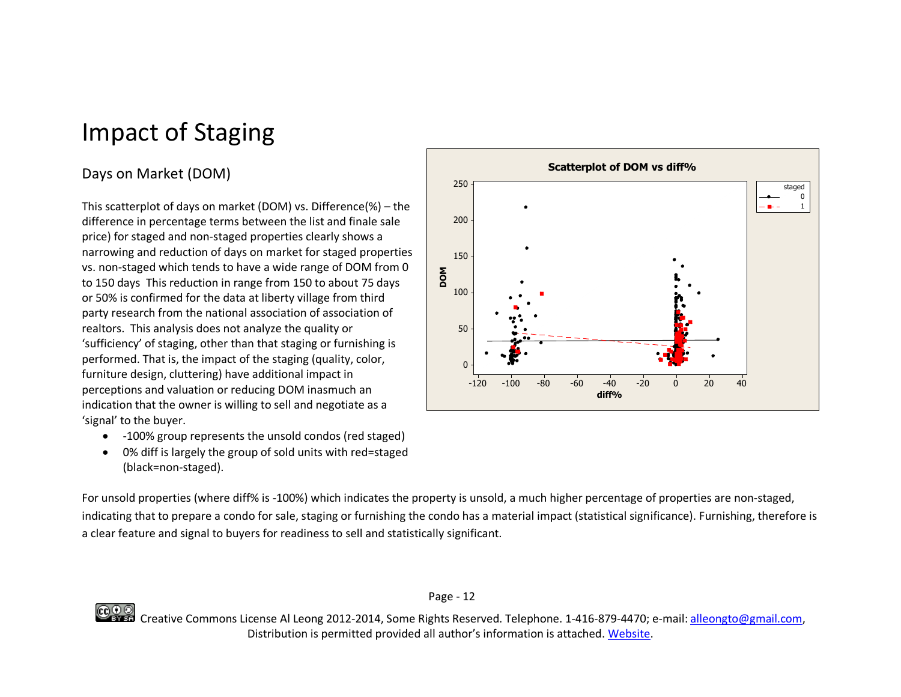# Impact of Staging

## Days on Market (DOM)

This scatterplot of days on market (DOM) vs. Difference(%) – the difference in percentage terms between the list and finale sale price) for staged and non-staged properties clearly shows a narrowing and reduction of days on market for staged properties vs. non-staged which tends to have a wide range of DOM from 0 to 150 days This reduction in range from 150 to about 75 days or 50% is confirmed for the data at liberty village from third party research from the national association of association of realtors. This analysis does not analyze the quality or 'sufficiency' of staging, other than that staging or furnishing is performed. That is, the impact of the staging (quality, color, furniture design, cluttering) have additional impact in perceptions and valuation or reducing DOM inasmuch an indication that the owner is willing to sell and negotiate as a 'signal' to the buyer.

- -100% group represents the unsold condos (red staged)
- 0% diff is largely the group of sold units with red=staged (black=non-staged).

For unsold properties (where diff% is -100%) which indicates the property is unsold, a much higher percentage of properties are non-staged, indicating that to prepare a condo for sale, staging or furnishing the condo has a material impact (statistical significance). Furnishing, therefore is a clear feature and signal to buyers for readiness to sell and statistically significant.

Creative Commons License Al Leong 2012-2014, Some Rights Reserved. Telephone. 1-416-879-4470; e-mail: alleongto@gmail.com, Distribution is permitted provided all author's information is attached. Website.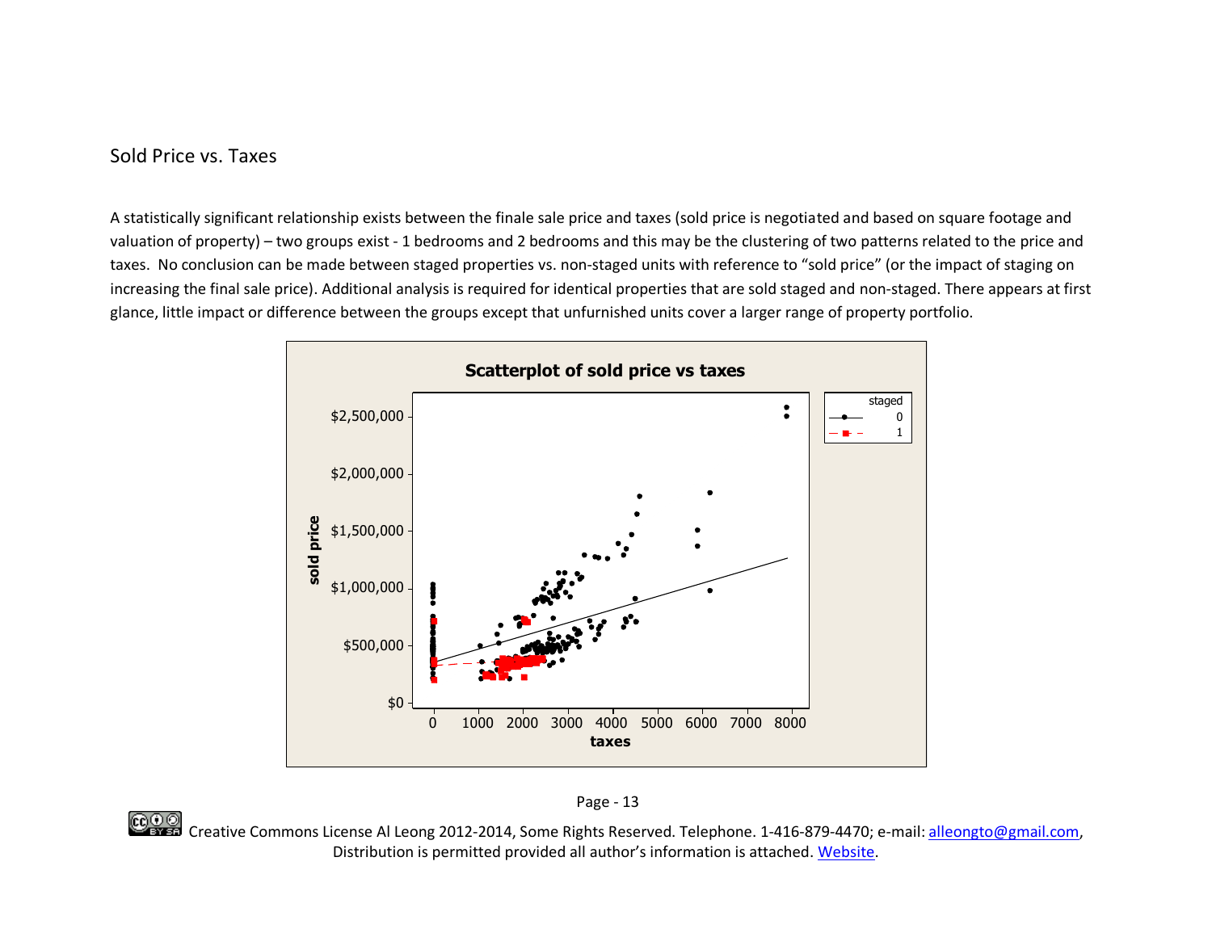## Sold Price vs. Taxes

A statistically significant relationship exists between the finale sale price and taxes (sold price is negotiated and based on square footage and valuation of property) – two groups exist - 1 bedrooms and 2 bedrooms and this may be the clustering of two patterns related to the price and taxes. No conclusion can be made between staged properties vs. non-staged units with reference to "sold price" (or the impact of staging on increasing the final sale price). Additional analysis is required for identical properties that are sold staged and non-staged. There appears at first glance, little impact or difference between the groups except that unfurnished units cover a larger range of property portfolio.

Creative Commons License Al Leong 2012-2014, Some Rights Reserved. Telephone. 1-416-879-4470; e-mail: alleongto@gmail.com, Distribution is permitted provided all author's information is attached. Website.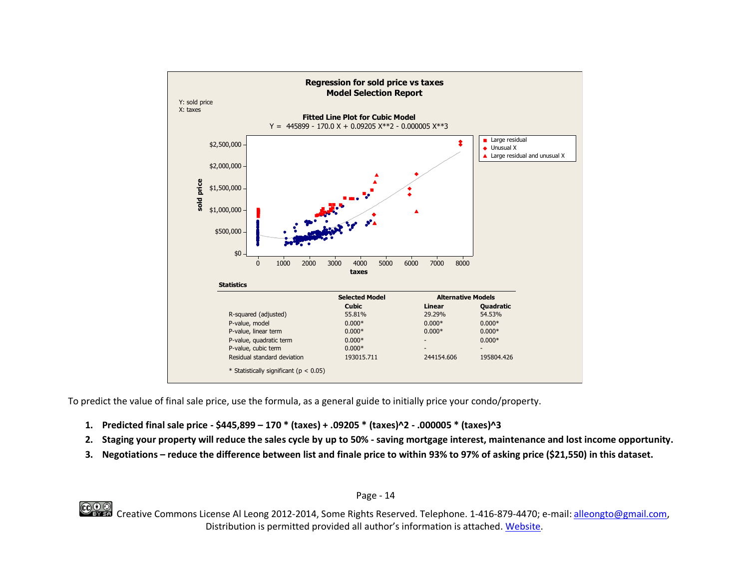## Regression for sold price vs taxes
## Model Selection Report

Y: sold price
X: taxes

**Fitted Line Plot for Cubic Model**

$$Y = 445899 - 170.0 X + 0.09205 X^{2} - 0.000005 X^{3}$$

Legend:
- Large residual
- Unusual X
- Large residual and unusual X

**Statistics**

| | Selected Model | Alternative Models | |
|---|---|---|---|
| | Cubic | Linear | Quadratic |
| R-squared (adjusted) | 55.81% | 29.29% | 54.53% |
| P-value, model | 0.000* | 0.000* | 0.000* |
| P-value, linear term | 0.000* | 0.000* | 0.000* |
| P-value, quadratic term | 0.000* | - | 0.000* |
| P-value, cubic term | 0.000* | - | - |
| Residual standard deviation | 193015.711 | 244154.606 | 195804.426 |

* Statistically significant ($p < 0.05$)

To predict the value of final sale price, use the formula, as a general guide to initially price your condo/property.

1. **Predicted final sale price - $445,899 – 170 * (taxes) + .09205 * (taxes)^2 - .000005 * (taxes)^3**
2. **Staging your property will reduce the sales cycle by up to 50% - saving mortgage interest, maintenance and lost income opportunity.**
3. **Negotiations – reduce the difference between list and finale price to within 93% to 97% of asking price ($21,550) in this dataset.**

Creative Commons License Al Leong 2012-2014, Some Rights Reserved. Telephone. 1-416-879-4470; e-mail: alleongto@gmail.com, Distribution is permitted provided all author's information is attached. Website.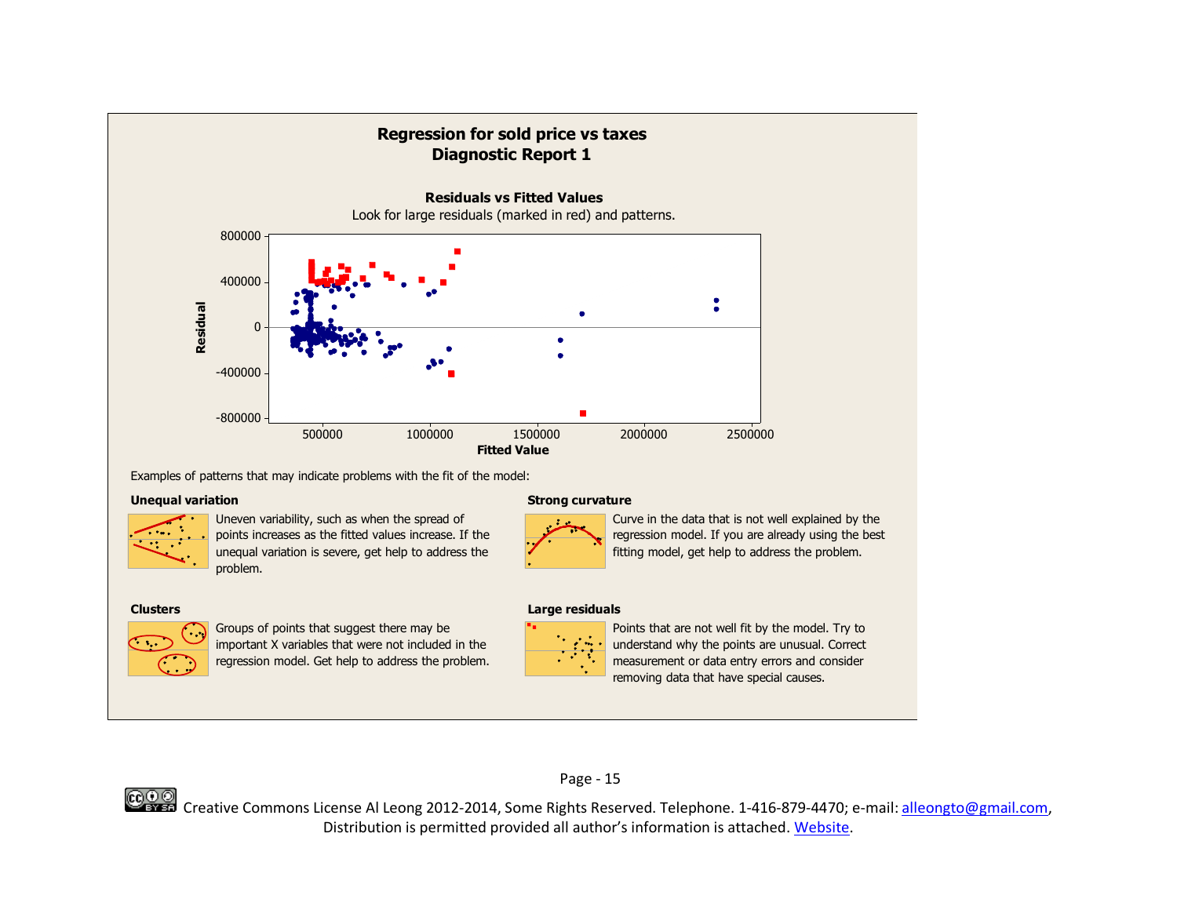## Regression for sold price vs taxes
## Diagnostic Report 1

**Residuals vs Fitted Values**

Look for large residuals (marked in red) and patterns.

Examples of patterns that may indicate problems with the fit of the model:

**Unequal variation**

Uneven variability, such as when the spread of points increases as the fitted values increase. If the unequal variation is severe, get help to address the problem.

**Strong curvature**

Curve in the data that is not well explained by the regression model. If you are already using the best fitting model, get help to address the problem.

**Clusters**

Groups of points that suggest there may be important X variables that were not included in the regression model. Get help to address the problem.

**Large residuals**

Points that are not well fit by the model. Try to understand why the points are unusual. Correct measurement or data entry errors and consider removing data that have special causes.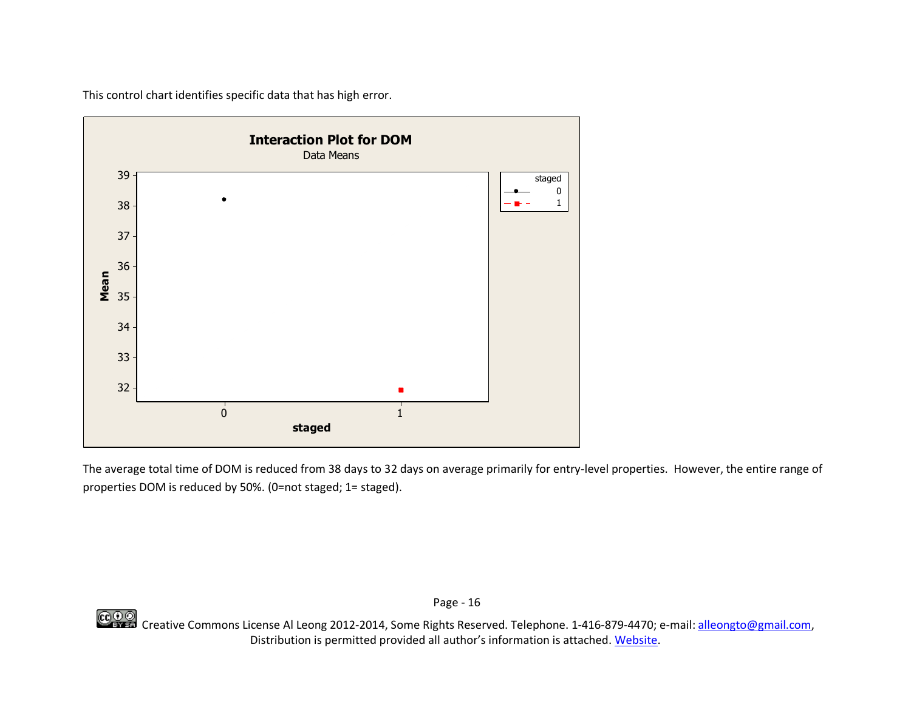This control chart identifies specific data that has high error.

The average total time of DOM is reduced from 38 days to 32 days on average primarily for entry-level properties. However, the entire range of properties DOM is reduced by 50%. (0=not staged; 1= staged).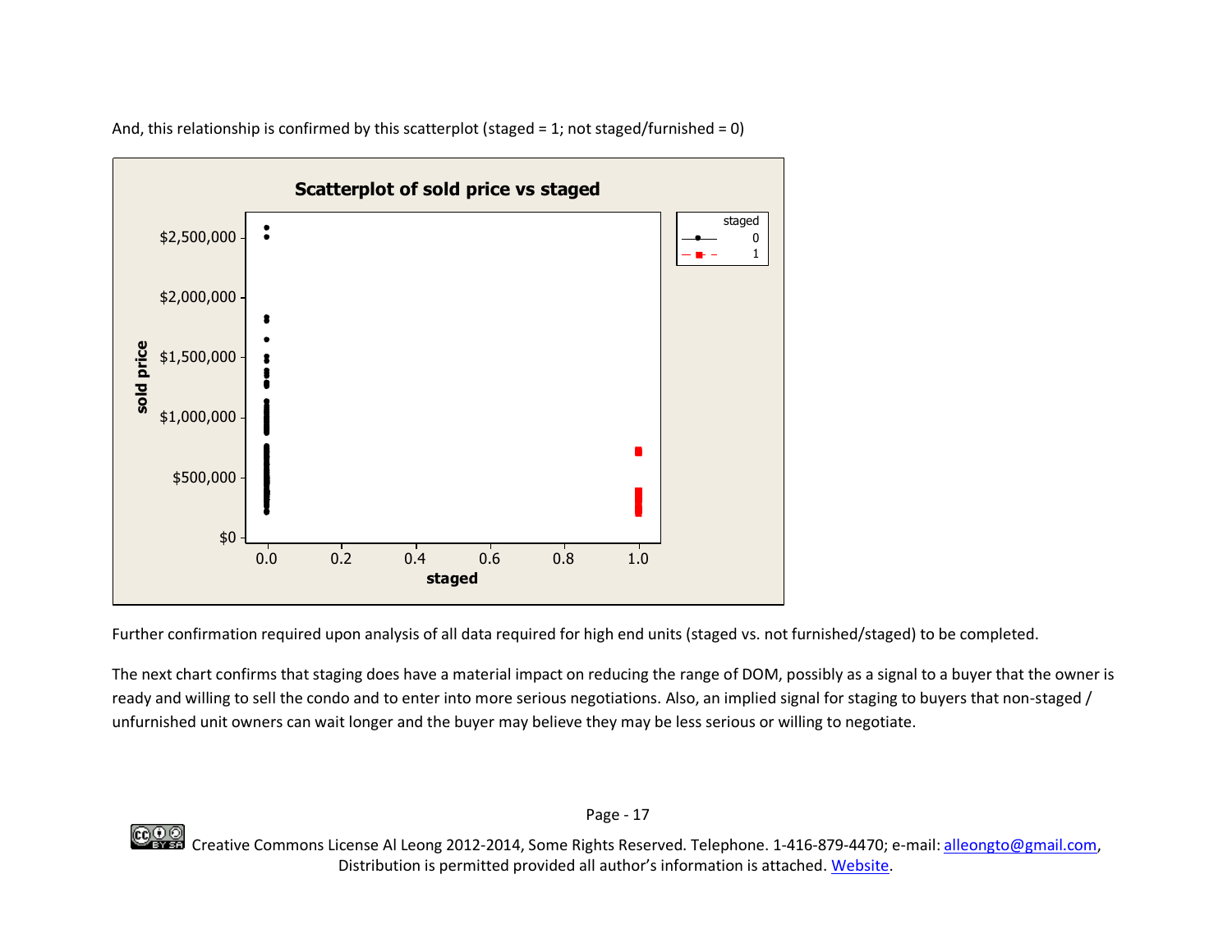And, this relationship is confirmed by this scatterplot (staged = 1; not staged/furnished = 0)

Further confirmation required upon analysis of all data required for high end units (staged vs. not furnished/staged) to be completed.

The next chart confirms that staging does have a material impact on reducing the range of DOM, possibly as a signal to a buyer that the owner is ready and willing to sell the condo and to enter into more serious negotiations. Also, an implied signal for staging to buyers that non-staged / unfurnished unit owners can wait longer and the buyer may believe they may be less serious or willing to negotiate.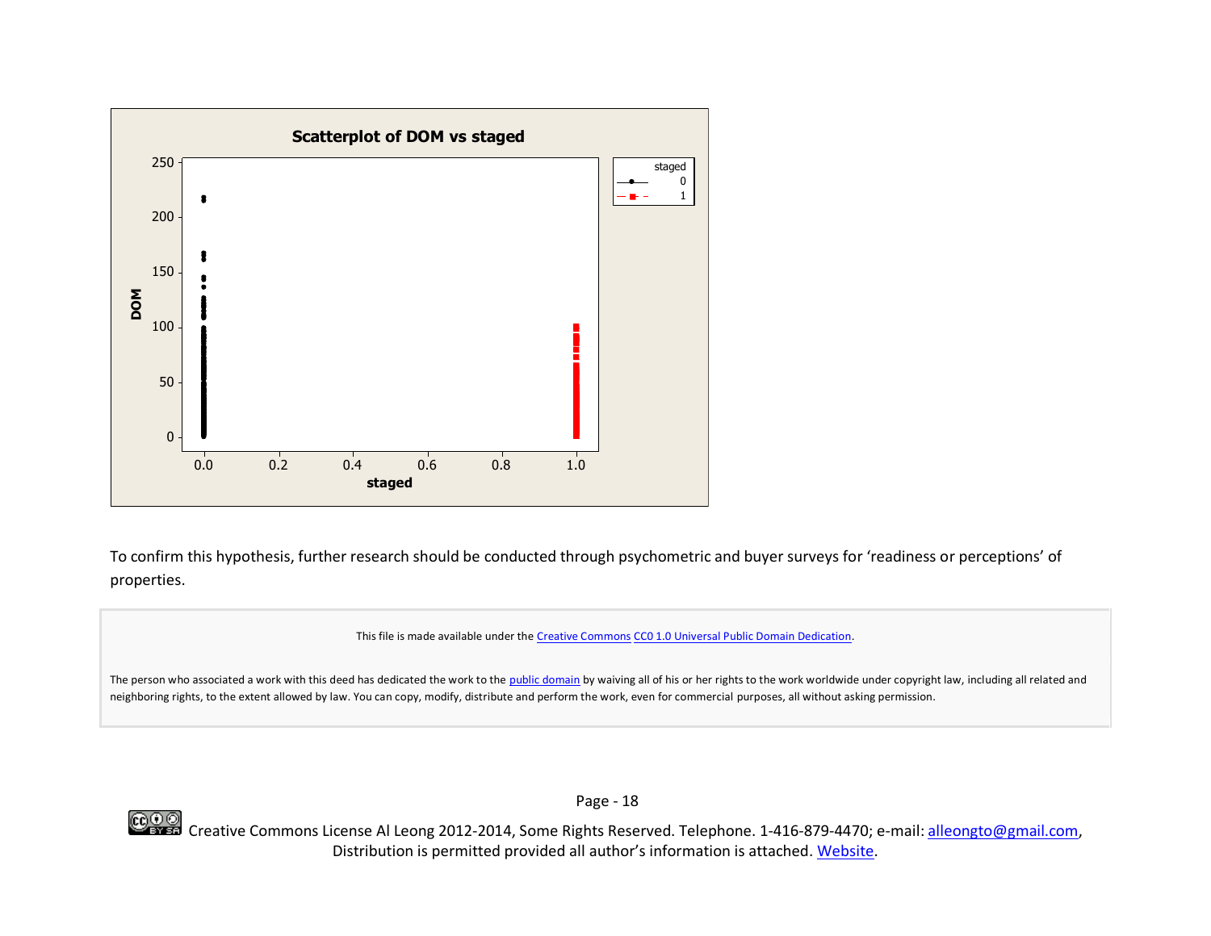Scatterplot of DOM vs staged

DOM

250

200

150

100

50

0

0.0

0.2

0.4

0.6

0.8

1.0

staged

staged

0

1

To confirm this hypothesis, further research should be conducted through psychometric and buyer surveys for 'readiness or perceptions' of properties.

This file is made available under the Creative Commons CC0 1.0 Universal Public Domain Dedication.

The person who associated a work with this deed has dedicated the work to the public domain by waiving all of his or her rights to the work worldwide under copyright law, including all related and neighboring rights, to the extent allowed by law. You can copy, modify, distribute and perform the work, even for commercial purposes, all without asking permission.